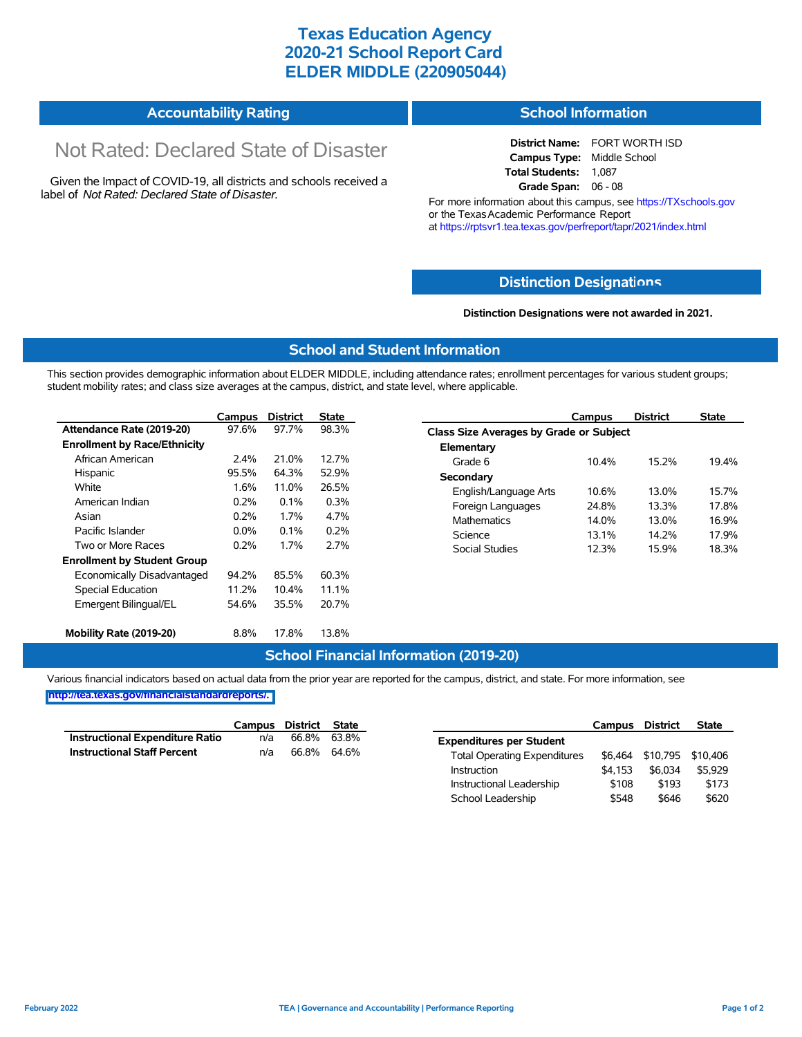# Texas Education Agency
# 2020-21 School Report Card
# ELDER MIDDLE (220905044)

## Accountability Rating

Not Rated: Declared State of Disaster

Given the Impact of COVID-19, all districts and schools received a label of *Not Rated: Declared State of Disaster*.

## School Information

**District Name:** FORT WORTH ISD
**Campus Type:** Middle School
**Total Students:** 1,087
**Grade Span:** 06 - 08

For more information about this campus, see https://TXschools.gov or the Texas Academic Performance Report at https://rptsvr1.tea.texas.gov/perfreport/tapr/2021/index.html

## Distinction Designations

**Distinction Designations were not awarded in 2021.**

## School and Student Information

This section provides demographic information about ELDER MIDDLE, including attendance rates; enrollment percentages for various student groups; student mobility rates; and class size averages at the campus, district, and state level, where applicable.

| | Campus | District | State |
|---|---|---|---|
| **Attendance Rate (2019-20)** | 97.6% | 97.7% | 98.3% |
| **Enrollment by Race/Ethnicity** | | | |
| African American | 2.4% | 21.0% | 12.7% |
| Hispanic | 95.5% | 64.3% | 52.9% |
| White | 1.6% | 11.0% | 26.5% |
| American Indian | 0.2% | 0.1% | 0.3% |
| Asian | 0.2% | 1.7% | 4.7% |
| Pacific Islander | 0.0% | 0.1% | 0.2% |
| Two or More Races | 0.2% | 1.7% | 2.7% |
| **Enrollment by Student Group** | | | |
| Economically Disadvantaged | 94.2% | 85.5% | 60.3% |
| Special Education | 11.2% | 10.4% | 11.1% |
| Emergent Bilingual/EL | 54.6% | 35.5% | 20.7% |
| **Mobility Rate (2019-20)** | 8.8% | 17.8% | 13.8% |

| | Campus | District | State |
|---|---|---|---|
| **Class Size Averages by Grade or Subject** | | | |
| **Elementary** | | | |
| Grade 6 | 10.4% | 15.2% | 19.4% |
| **Secondary** | | | |
| English/Language Arts | 10.6% | 13.0% | 15.7% |
| Foreign Languages | 24.8% | 13.3% | 17.8% |
| Mathematics | 14.0% | 13.0% | 16.9% |
| Science | 13.1% | 14.2% | 17.9% |
| Social Studies | 12.3% | 15.9% | 18.3% |

## School Financial Information (2019-20)

Various financial indicators based on actual data from the prior year are reported for the campus, district, and state. For more information, see http://tea.texas.gov/financialstandardreports/.

| | Campus | District | State |
|---|---|---|---|
| **Instructional Expenditure Ratio** | n/a | 66.8% | 63.8% |
| **Instructional Staff Percent** | n/a | 66.8% | 64.6% |

| | Campus | District | State |
|---|---|---|---|
| **Expenditures per Student** | | | |
| Total Operating Expenditures | $6,464 | $10,795 | $10,406 |
| Instruction | $4,153 | $6,034 | $5,929 |
| Instructional Leadership | $108 | $193 | $173 |
| School Leadership | $548 | $646 | $620 |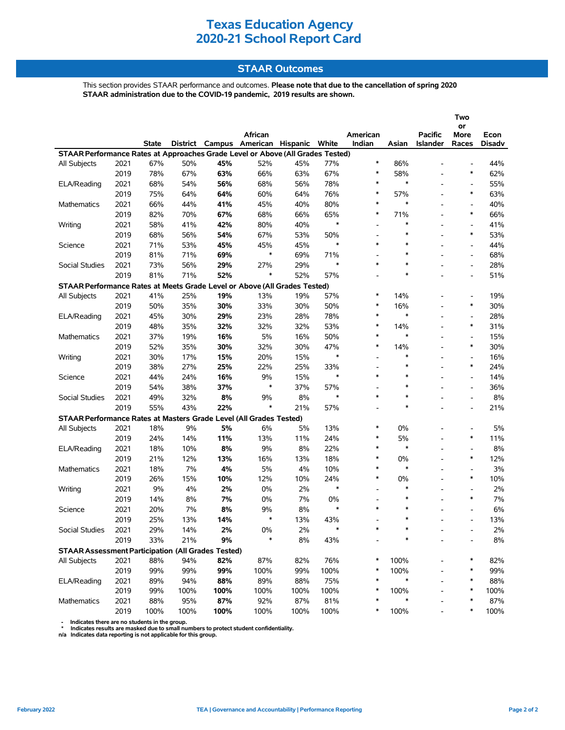# Texas Education Agency
# 2020-21 School Report Card

## STAAR Outcomes

This section provides STAAR performance and outcomes. **Please note that due to the cancellation of spring 2020 STAAR administration due to the COVID-19 pandemic, 2019 results are shown.**

| | | State | District | Campus | African American | Hispanic | White | American Indian | Asian | Pacific Islander | Two or More Races | Econ Disadv |
|---|---|---|---|---|---|---|---|---|---|---|---|---|
| **STAAR Performance Rates at Approaches Grade Level or Above (All Grades Tested)** | | | | | | | | | | | | |
| All Subjects | 2021 | 67% | 50% | **45%** | 52% | 45% | 77% | * | 86% | - | - | 44% |
| | 2019 | 78% | 67% | **63%** | 66% | 63% | 67% | * | 58% | - | * | 62% |
| ELA/Reading | 2021 | 68% | 54% | **56%** | 68% | 56% | 78% | * | * | - | - | 55% |
| | 2019 | 75% | 64% | **64%** | 60% | 64% | 76% | * | 57% | - | * | 63% |
| Mathematics | 2021 | 66% | 44% | **41%** | 45% | 40% | 80% | * | * | - | - | 40% |
| | 2019 | 82% | 70% | **67%** | 68% | 66% | 65% | * | 71% | - | * | 66% |
| Writing | 2021 | 58% | 41% | **42%** | 80% | 40% | * | - | * | - | - | 41% |
| | 2019 | 68% | 56% | **54%** | 67% | 53% | 50% | - | * | - | * | 53% |
| Science | 2021 | 71% | 53% | **45%** | 45% | 45% | * | * | * | - | - | 44% |
| | 2019 | 81% | 71% | **69%** | * | 69% | 71% | - | * | - | - | 68% |
| Social Studies | 2021 | 73% | 56% | **29%** | 27% | 29% | * | * | * | - | - | 28% |
| | 2019 | 81% | 71% | **52%** | * | 52% | 57% | - | * | - | - | 51% |
| **STAAR Performance Rates at Meets Grade Level or Above (All Grades Tested)** | | | | | | | | | | | | |
| All Subjects | 2021 | 41% | 25% | **19%** | 13% | 19% | 57% | * | 14% | - | - | 19% |
| | 2019 | 50% | 35% | **30%** | 33% | 30% | 50% | * | 16% | - | * | 30% |
| ELA/Reading | 2021 | 45% | 30% | **29%** | 23% | 28% | 78% | * | * | - | - | 28% |
| | 2019 | 48% | 35% | **32%** | 32% | 32% | 53% | * | 14% | - | * | 31% |
| Mathematics | 2021 | 37% | 19% | **16%** | 5% | 16% | 50% | * | * | - | - | 15% |
| | 2019 | 52% | 35% | **30%** | 32% | 30% | 47% | * | 14% | - | * | 30% |
| Writing | 2021 | 30% | 17% | **15%** | 20% | 15% | * | - | * | - | - | 16% |
| | 2019 | 38% | 27% | **25%** | 22% | 25% | 33% | - | * | - | * | 24% |
| Science | 2021 | 44% | 24% | **16%** | 9% | 15% | * | * | * | - | - | 14% |
| | 2019 | 54% | 38% | **37%** | * | 37% | 57% | - | * | - | - | 36% |
| Social Studies | 2021 | 49% | 32% | **8%** | 9% | 8% | * | * | * | - | - | 8% |
| | 2019 | 55% | 43% | **22%** | * | 21% | 57% | - | * | - | - | 21% |
| **STAAR Performance Rates at Masters Grade Level (All Grades Tested)** | | | | | | | | | | | | |
| All Subjects | 2021 | 18% | 9% | **5%** | 6% | 5% | 13% | * | 0% | - | - | 5% |
| | 2019 | 24% | 14% | **11%** | 13% | 11% | 24% | * | 5% | - | * | 11% |
| ELA/Reading | 2021 | 18% | 10% | **8%** | 9% | 8% | 22% | * | * | - | - | 8% |
| | 2019 | 21% | 12% | **13%** | 16% | 13% | 18% | * | 0% | - | * | 12% |
| Mathematics | 2021 | 18% | 7% | **4%** | 5% | 4% | 10% | * | * | - | - | 3% |
| | 2019 | 26% | 15% | **10%** | 12% | 10% | 24% | * | 0% | - | * | 10% |
| Writing | 2021 | 9% | 4% | **2%** | 0% | 2% | * | - | * | - | - | 2% |
| | 2019 | 14% | 8% | **7%** | 0% | 7% | 0% | - | * | - | * | 7% |
| Science | 2021 | 20% | 7% | **8%** | 9% | 8% | * | * | * | - | - | 6% |
| | 2019 | 25% | 13% | **14%** | * | 13% | 43% | - | * | - | - | 13% |
| Social Studies | 2021 | 29% | 14% | **2%** | 0% | 2% | * | * | * | - | - | 2% |
| | 2019 | 33% | 21% | **9%** | * | 8% | 43% | - | * | - | - | 8% |
| **STAAR Assessment Participation (All Grades Tested)** | | | | | | | | | | | | |
| All Subjects | 2021 | 88% | 94% | **82%** | 87% | 82% | 76% | * | 100% | - | * | 82% |
| | 2019 | 99% | 99% | **99%** | 100% | 99% | 100% | * | 100% | - | * | 99% |
| ELA/Reading | 2021 | 89% | 94% | **88%** | 89% | 88% | 75% | * | * | - | * | 88% |
| | 2019 | 99% | 100% | **100%** | 100% | 100% | 100% | * | 100% | - | * | 100% |
| Mathematics | 2021 | 88% | 95% | **87%** | 92% | 87% | 81% | * | * | - | * | 87% |
| | 2019 | 100% | 100% | **100%** | 100% | 100% | 100% | * | 100% | - | * | 100% |

'-' Indicates there are no students in the group.
'*' Indicates results are masked due to small numbers to protect student confidentiality.
n/a Indicates data reporting is not applicable for this group.

February 2022 | TEA | Governance and Accountability | Performance Reporting